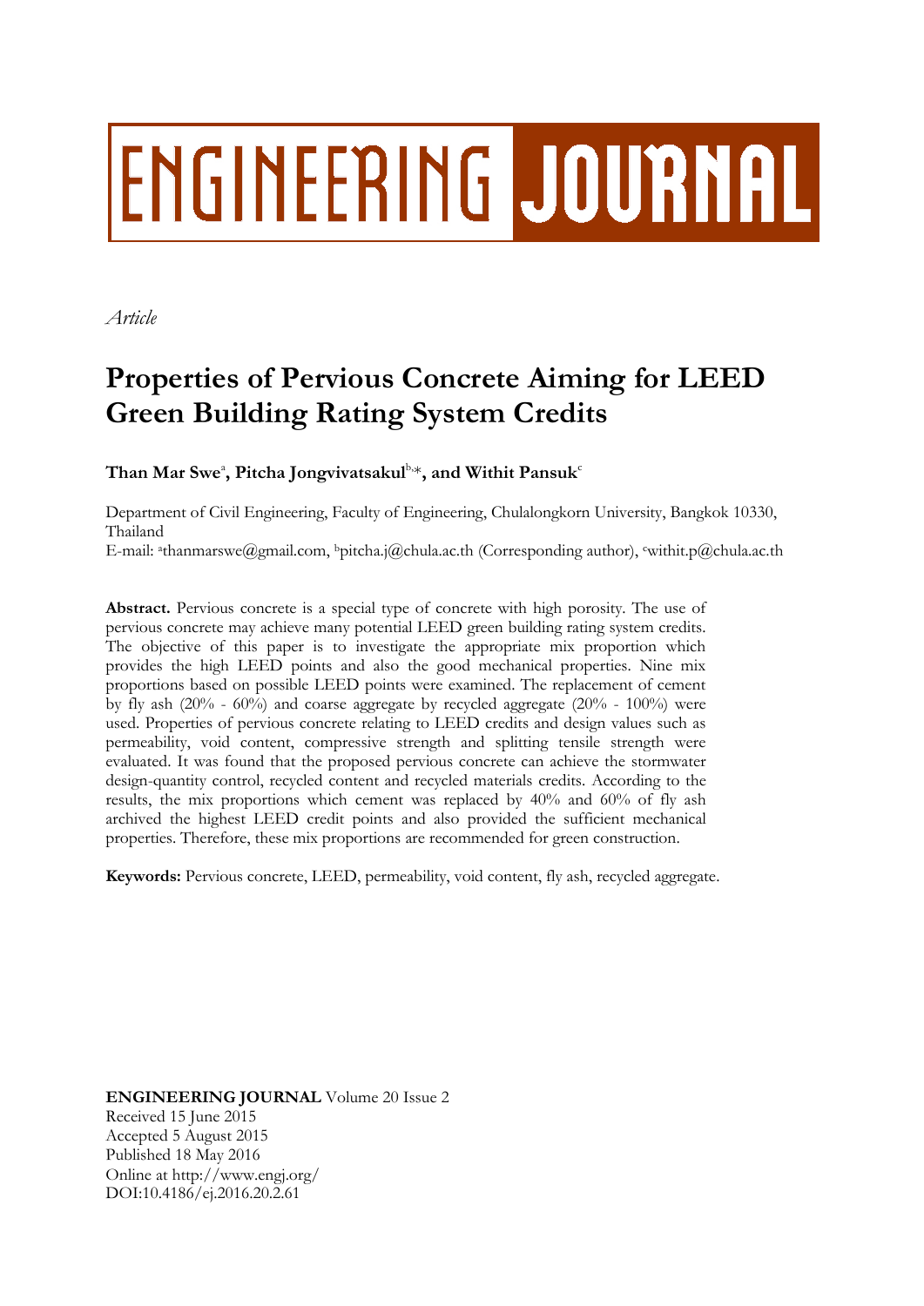ENGINEERING JOURNAL

*Article*

# Properties of Pervious Concrete Aiming for LEED Green Building Rating System Credits

**Than Mar Swe[a], Pitcha Jongvivatsakul[b,*], and Withit Pansuk[c]**

Department of Civil Engineering, Faculty of Engineering, Chulalongkorn University, Bangkok 10330, Thailand

E-mail: [a]thanmarswe@gmail.com, [b]pitcha.j@chula.ac.th (Corresponding author), [c]withit.p@chula.ac.th

**Abstract.** Pervious concrete is a special type of concrete with high porosity. The use of pervious concrete may achieve many potential LEED green building rating system credits. The objective of this paper is to investigate the appropriate mix proportion which provides the high LEED points and also the good mechanical properties. Nine mix proportions based on possible LEED points were examined. The replacement of cement by fly ash (20% - 60%) and coarse aggregate by recycled aggregate (20% - 100%) were used. Properties of pervious concrete relating to LEED credits and design values such as permeability, void content, compressive strength and splitting tensile strength were evaluated. It was found that the proposed pervious concrete can achieve the stormwater design-quantity control, recycled content and recycled materials credits. According to the results, the mix proportions which cement was replaced by 40% and 60% of fly ash archived the highest LEED credit points and also provided the sufficient mechanical properties. Therefore, these mix proportions are recommended for green construction.

**Keywords:** Pervious concrete, LEED, permeability, void content, fly ash, recycled aggregate.

**ENGINEERING JOURNAL** Volume 20 Issue 2
Received 15 June 2015
Accepted 5 August 2015
Published 18 May 2016
Online at http://www.engj.org/
DOI:10.4186/ej.2016.20.2.61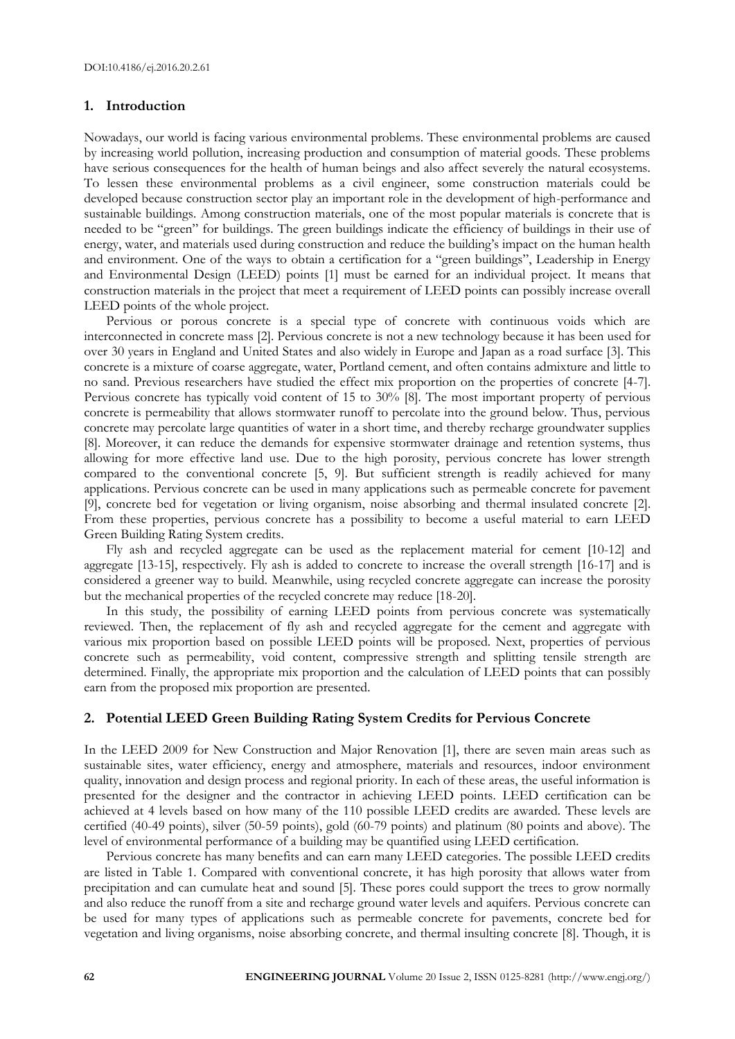DOI:10.4186/ej.2016.20.2.61

## 1. Introduction

Nowadays, our world is facing various environmental problems. These environmental problems are caused by increasing world pollution, increasing production and consumption of material goods. These problems have serious consequences for the health of human beings and also affect severely the natural ecosystems. To lessen these environmental problems as a civil engineer, some construction materials could be developed because construction sector play an important role in the development of high-performance and sustainable buildings. Among construction materials, one of the most popular materials is concrete that is needed to be "green" for buildings. The green buildings indicate the efficiency of buildings in their use of energy, water, and materials used during construction and reduce the building's impact on the human health and environment. One of the ways to obtain a certification for a "green buildings", Leadership in Energy and Environmental Design (LEED) points [1] must be earned for an individual project. It means that construction materials in the project that meet a requirement of LEED points can possibly increase overall LEED points of the whole project.

Pervious or porous concrete is a special type of concrete with continuous voids which are interconnected in concrete mass [2]. Pervious concrete is not a new technology because it has been used for over 30 years in England and United States and also widely in Europe and Japan as a road surface [3]. This concrete is a mixture of coarse aggregate, water, Portland cement, and often contains admixture and little to no sand. Previous researchers have studied the effect mix proportion on the properties of concrete [4-7]. Pervious concrete has typically void content of 15 to 30% [8]. The most important property of pervious concrete is permeability that allows stormwater runoff to percolate into the ground below. Thus, pervious concrete may percolate large quantities of water in a short time, and thereby recharge groundwater supplies [8]. Moreover, it can reduce the demands for expensive stormwater drainage and retention systems, thus allowing for more effective land use. Due to the high porosity, pervious concrete has lower strength compared to the conventional concrete [5, 9]. But sufficient strength is readily achieved for many applications. Pervious concrete can be used in many applications such as permeable concrete for pavement [9], concrete bed for vegetation or living organism, noise absorbing and thermal insulated concrete [2]. From these properties, pervious concrete has a possibility to become a useful material to earn LEED Green Building Rating System credits.

Fly ash and recycled aggregate can be used as the replacement material for cement [10-12] and aggregate [13-15], respectively. Fly ash is added to concrete to increase the overall strength [16-17] and is considered a greener way to build. Meanwhile, using recycled concrete aggregate can increase the porosity but the mechanical properties of the recycled concrete may reduce [18-20].

In this study, the possibility of earning LEED points from pervious concrete was systematically reviewed. Then, the replacement of fly ash and recycled aggregate for the cement and aggregate with various mix proportion based on possible LEED points will be proposed. Next, properties of pervious concrete such as permeability, void content, compressive strength and splitting tensile strength are determined. Finally, the appropriate mix proportion and the calculation of LEED points that can possibly earn from the proposed mix proportion are presented.

## 2. Potential LEED Green Building Rating System Credits for Pervious Concrete

In the LEED 2009 for New Construction and Major Renovation [1], there are seven main areas such as sustainable sites, water efficiency, energy and atmosphere, materials and resources, indoor environment quality, innovation and design process and regional priority. In each of these areas, the useful information is presented for the designer and the contractor in achieving LEED points. LEED certification can be achieved at 4 levels based on how many of the 110 possible LEED credits are awarded. These levels are certified (40-49 points), silver (50-59 points), gold (60-79 points) and platinum (80 points and above). The level of environmental performance of a building may be quantified using LEED certification.

Pervious concrete has many benefits and can earn many LEED categories. The possible LEED credits are listed in Table 1. Compared with conventional concrete, it has high porosity that allows water from precipitation and can cumulate heat and sound [5]. These pores could support the trees to grow normally and also reduce the runoff from a site and recharge ground water levels and aquifers. Pervious concrete can be used for many types of applications such as permeable concrete for pavements, concrete bed for vegetation and living organisms, noise absorbing concrete, and thermal insulting concrete [8]. Though, it is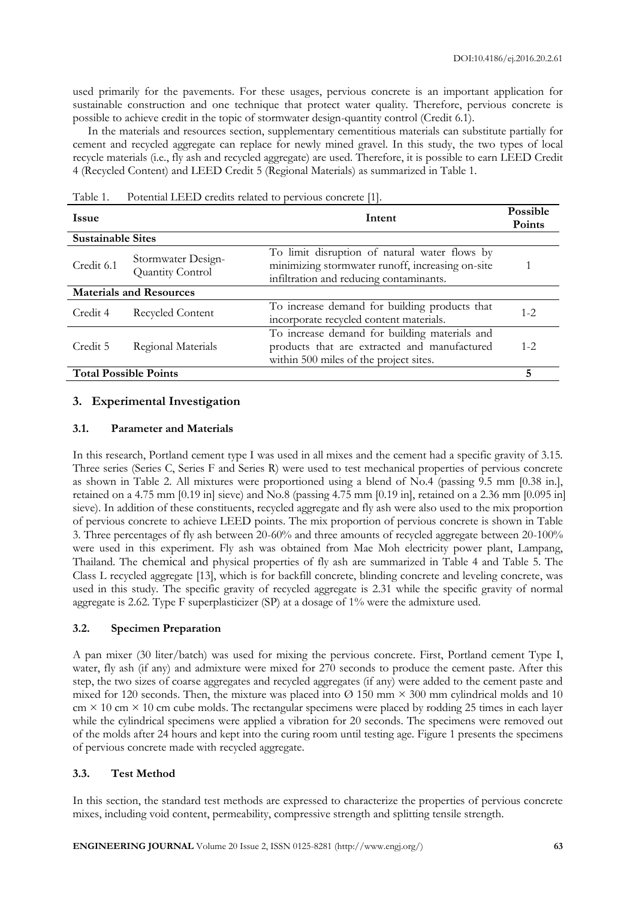used primarily for the pavements. For these usages, pervious concrete is an important application for sustainable construction and one technique that protect water quality. Therefore, pervious concrete is possible to achieve credit in the topic of stormwater design-quantity control (Credit 6.1).

In the materials and resources section, supplementary cementitious materials can substitute partially for cement and recycled aggregate can replace for newly mined gravel. In this study, the two types of local recycle materials (i.e., fly ash and recycled aggregate) are used. Therefore, it is possible to earn LEED Credit 4 (Recycled Content) and LEED Credit 5 (Regional Materials) as summarized in Table 1.

Table 1. Potential LEED credits related to pervious concrete [1].

| Issue | | Intent | Possible Points |
|---|---|---|---|
| **Sustainable Sites** | | | |
| Credit 6.1 | Stormwater Design-Quantity Control | To limit disruption of natural water flows by minimizing stormwater runoff, increasing on-site infiltration and reducing contaminants. | 1 |
| **Materials and Resources** | | | |
| Credit 4 | Recycled Content | To increase demand for building products that incorporate recycled content materials. | 1-2 |
| Credit 5 | Regional Materials | To increase demand for building materials and products that are extracted and manufactured within 500 miles of the project sites. | 1-2 |
| **Total Possible Points** | | | **5** |

## 3. Experimental Investigation

### 3.1. Parameter and Materials

In this research, Portland cement type I was used in all mixes and the cement had a specific gravity of 3.15. Three series (Series C, Series F and Series R) were used to test mechanical properties of pervious concrete as shown in Table 2. All mixtures were proportioned using a blend of No.4 (passing 9.5 mm [0.38 in.], retained on a 4.75 mm [0.19 in] sieve) and No.8 (passing 4.75 mm [0.19 in], retained on a 2.36 mm [0.095 in] sieve). In addition of these constituents, recycled aggregate and fly ash were also used to the mix proportion of pervious concrete to achieve LEED points. The mix proportion of pervious concrete is shown in Table 3. Three percentages of fly ash between 20-60% and three amounts of recycled aggregate between 20-100% were used in this experiment. Fly ash was obtained from Mae Moh electricity power plant, Lampang, Thailand. The chemical and physical properties of fly ash are summarized in Table 4 and Table 5. The Class L recycled aggregate [13], which is for backfill concrete, blinding concrete and leveling concrete, was used in this study. The specific gravity of recycled aggregate is 2.31 while the specific gravity of normal aggregate is 2.62. Type F superplasticizer (SP) at a dosage of 1% were the admixture used.

### 3.2. Specimen Preparation

A pan mixer (30 liter/batch) was used for mixing the pervious concrete. First, Portland cement Type I, water, fly ash (if any) and admixture were mixed for 270 seconds to produce the cement paste. After this step, the two sizes of coarse aggregates and recycled aggregates (if any) were added to the cement paste and mixed for 120 seconds. Then, the mixture was placed into Ø 150 mm × 300 mm cylindrical molds and 10 cm × 10 cm × 10 cm cube molds. The rectangular specimens were placed by rodding 25 times in each layer while the cylindrical specimens were applied a vibration for 20 seconds. The specimens were removed out of the molds after 24 hours and kept into the curing room until testing age. Figure 1 presents the specimens of pervious concrete made with recycled aggregate.

### 3.3. Test Method

In this section, the standard test methods are expressed to characterize the properties of pervious concrete mixes, including void content, permeability, compressive strength and splitting tensile strength.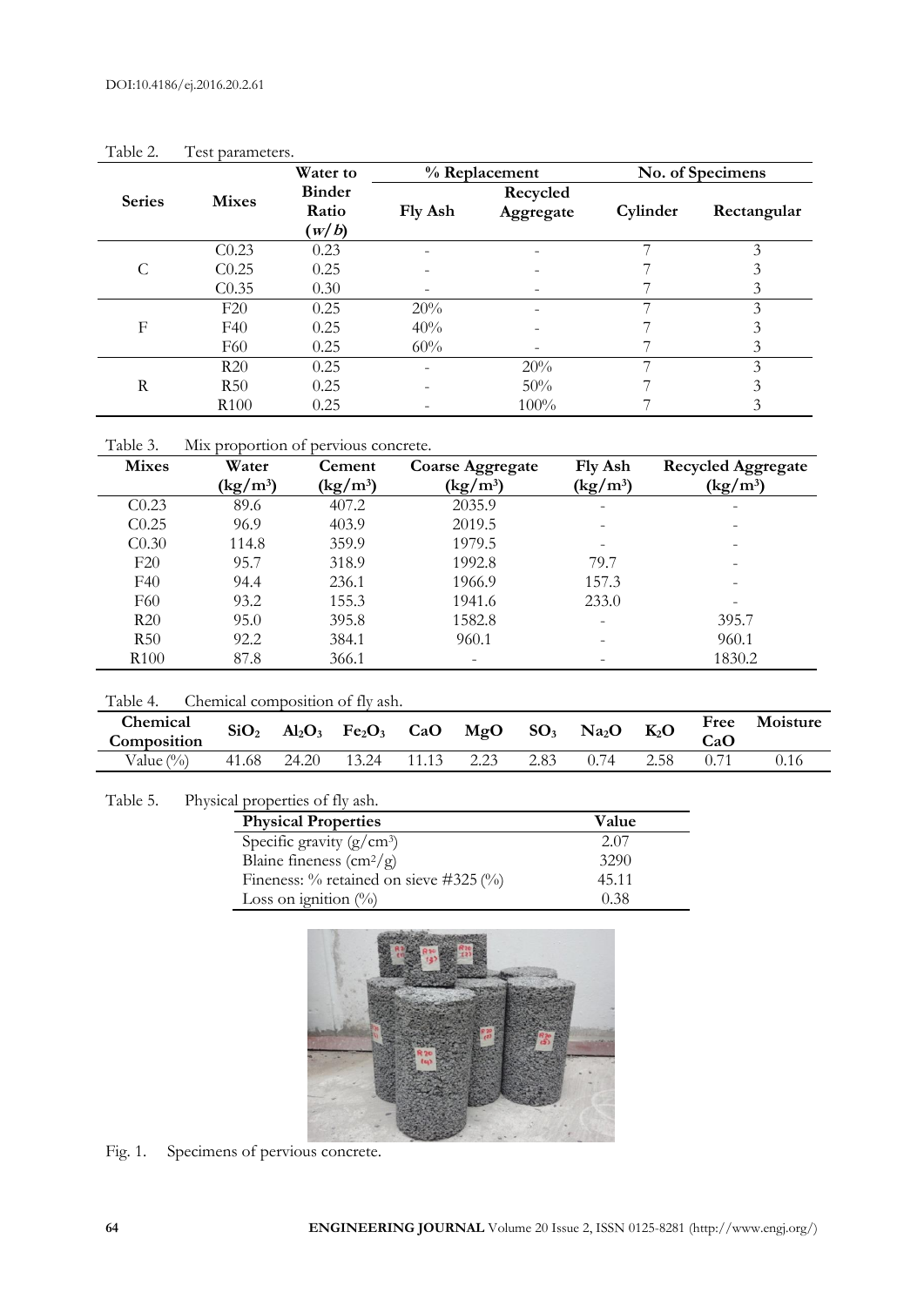Table 2. Test parameters.

| Series | Mixes | Water to Binder Ratio ($w/b$) | % Replacement | | No. of Specimens | |
|---|---|---|---|---|---|---|
| | | | Fly Ash | Recycled Aggregate | Cylinder | Rectangular |
| C | C0.23 | 0.23 | - | - | 7 | 3 |
| | C0.25 | 0.25 | - | - | 7 | 3 |
| | C0.35 | 0.30 | - | - | 7 | 3 |
| F | F20 | 0.25 | 20% | - | 7 | 3 |
| | F40 | 0.25 | 40% | - | 7 | 3 |
| | F60 | 0.25 | 60% | - | 7 | 3 |
| R | R20 | 0.25 | - | 20% | 7 | 3 |
| | R50 | 0.25 | - | 50% | 7 | 3 |
| | R100 | 0.25 | - | 100% | 7 | 3 |

Table 3. Mix proportion of pervious concrete.

| Mixes | Water ($kg/m^3$) | Cement ($kg/m^3$) | Coarse Aggregate ($kg/m^3$) | Fly Ash ($kg/m^3$) | Recycled Aggregate ($kg/m^3$) |
|---|---|---|---|---|---|
| C0.23 | 89.6 | 407.2 | 2035.9 | - | - |
| C0.25 | 96.9 | 403.9 | 2019.5 | - | - |
| C0.30 | 114.8 | 359.9 | 1979.5 | - | - |
| F20 | 95.7 | 318.9 | 1992.8 | 79.7 | - |
| F40 | 94.4 | 236.1 | 1966.9 | 157.3 | - |
| F60 | 93.2 | 155.3 | 1941.6 | 233.0 | - |
| R20 | 95.0 | 395.8 | 1582.8 | - | 395.7 |
| R50 | 92.2 | 384.1 | 960.1 | - | 960.1 |
| R100 | 87.8 | 366.1 | - | - | 1830.2 |

Table 4. Chemical composition of fly ash.

| Chemical Composition | $SiO_2$ | $Al_2O_3$ | $Fe_2O_3$ | CaO | MgO | $SO_3$ | $Na_2O$ | $K_2O$ | Free CaO | Moisture |
|---|---|---|---|---|---|---|---|---|---|---|
| Value (%) | 41.68 | 24.20 | 13.24 | 11.13 | 2.23 | 2.83 | 0.74 | 2.58 | 0.71 | 0.16 |

Table 5. Physical properties of fly ash.

| Physical Properties | Value |
|---|---|
| Specific gravity ($g/cm^3$) | 2.07 |
| Blaine fineness ($cm^2/g$) | 3290 |
| Fineness: % retained on sieve #325 (%) | 45.11 |
| Loss on ignition (%) | 0.38 |

Fig. 1. Specimens of pervious concrete.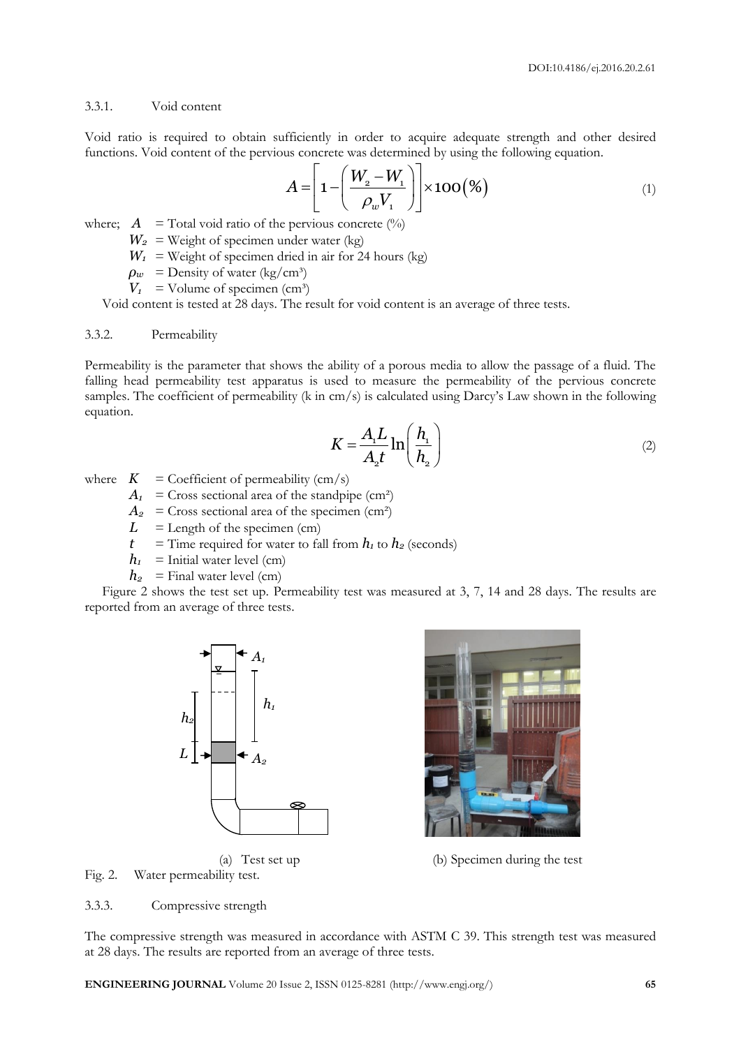3.3.1. Void content

Void ratio is required to obtain sufficiently in order to acquire adequate strength and other desired functions. Void content of the pervious concrete was determined by using the following equation.

$$A = \left[1 - \left(\frac{W_2 - W_1}{\rho_w V_1}\right)\right] \times 100(\%) \tag{1}$$

where; $A$ = Total void ratio of the pervious concrete (%)

$W_2$ = Weight of specimen under water (kg)

$W_1$ = Weight of specimen dried in air for 24 hours (kg)

$\rho_w$ = Density of water (kg/cm³)

$V_1$ = Volume of specimen (cm³)

Void content is tested at 28 days. The result for void content is an average of three tests.

3.3.2. Permeability

Permeability is the parameter that shows the ability of a porous media to allow the passage of a fluid. The falling head permeability test apparatus is used to measure the permeability of the pervious concrete samples. The coefficient of permeability (k in cm/s) is calculated using Darcy's Law shown in the following equation.

$$K = \frac{A_1 L}{A_2 t} \ln\left(\frac{h_1}{h_2}\right) \tag{2}$$

where $K$ = Coefficient of permeability (cm/s)

$A_1$ = Cross sectional area of the standpipe (cm²)

$A_2$ = Cross sectional area of the specimen (cm²)

$L$ = Length of the specimen (cm)

$t$ = Time required for water to fall from $h_1$ to $h_2$ (seconds)

$h_1$ = Initial water level (cm)

$h_2$ = Final water level (cm)

Figure 2 shows the test set up. Permeability test was measured at 3, 7, 14 and 28 days. The results are reported from an average of three tests.

(a) Test set up (b) Specimen during the test

Fig. 2. Water permeability test.

3.3.3. Compressive strength

The compressive strength was measured in accordance with ASTM C 39. This strength test was measured at 28 days. The results are reported from an average of three tests.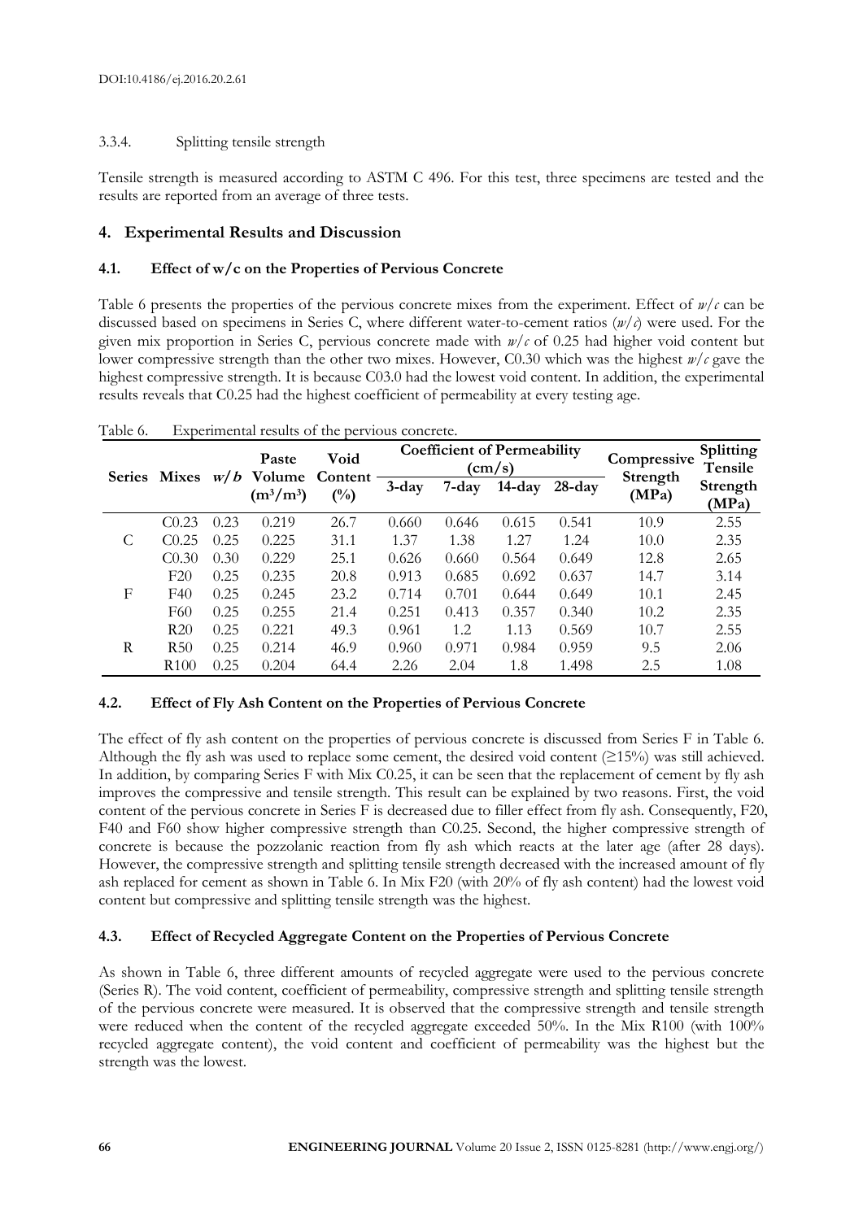#### 3.3.4. Splitting tensile strength

Tensile strength is measured according to ASTM C 496. For this test, three specimens are tested and the results are reported from an average of three tests.

## 4. Experimental Results and Discussion

### 4.1. Effect of w/c on the Properties of Pervious Concrete

Table 6 presents the properties of the pervious concrete mixes from the experiment. Effect of *w/c* can be discussed based on specimens in Series C, where different water-to-cement ratios (*w/c*) were used. For the given mix proportion in Series C, pervious concrete made with *w/c* of 0.25 had higher void content but lower compressive strength than the other two mixes. However, C0.30 which was the highest *w/c* gave the highest compressive strength. It is because C03.0 had the lowest void content. In addition, the experimental results reveals that C0.25 had the highest coefficient of permeability at every testing age.

Table 6. Experimental results of the pervious concrete.

| Series | Mixes | *w/b* | Paste Volume ($m^3/m^3$) | Void Content (%) | Coefficient of Permeability (cm/s) | | | | Compressive Strength (MPa) | Splitting Tensile Strength (MPa) |
|---|---|---|---|---|---|---|---|---|---|---|
| | | | | | 3-day | 7-day | 14-day | 28-day | | |
| C | C0.23 | 0.23 | 0.219 | 26.7 | 0.660 | 0.646 | 0.615 | 0.541 | 10.9 | 2.55 |
| | C0.25 | 0.25 | 0.225 | 31.1 | 1.37 | 1.38 | 1.27 | 1.24 | 10.0 | 2.35 |
| | C0.30 | 0.30 | 0.229 | 25.1 | 0.626 | 0.660 | 0.564 | 0.649 | 12.8 | 2.65 |
| F | F20 | 0.25 | 0.235 | 20.8 | 0.913 | 0.685 | 0.692 | 0.637 | 14.7 | 3.14 |
| | F40 | 0.25 | 0.245 | 23.2 | 0.714 | 0.701 | 0.644 | 0.649 | 10.1 | 2.45 |
| | F60 | 0.25 | 0.255 | 21.4 | 0.251 | 0.413 | 0.357 | 0.340 | 10.2 | 2.35 |
| R | R20 | 0.25 | 0.221 | 49.3 | 0.961 | 1.2 | 1.13 | 0.569 | 10.7 | 2.55 |
| | R50 | 0.25 | 0.214 | 46.9 | 0.960 | 0.971 | 0.984 | 0.959 | 9.5 | 2.06 |
| | R100 | 0.25 | 0.204 | 64.4 | 2.26 | 2.04 | 1.8 | 1.498 | 2.5 | 1.08 |

### 4.2. Effect of Fly Ash Content on the Properties of Pervious Concrete

The effect of fly ash content on the properties of pervious concrete is discussed from Series F in Table 6. Although the fly ash was used to replace some cement, the desired void content (≥15%) was still achieved. In addition, by comparing Series F with Mix C0.25, it can be seen that the replacement of cement by fly ash improves the compressive and tensile strength. This result can be explained by two reasons. First, the void content of the pervious concrete in Series F is decreased due to filler effect from fly ash. Consequently, F20, F40 and F60 show higher compressive strength than C0.25. Second, the higher compressive strength of concrete is because the pozzolanic reaction from fly ash which reacts at the later age (after 28 days). However, the compressive strength and splitting tensile strength decreased with the increased amount of fly ash replaced for cement as shown in Table 6. In Mix F20 (with 20% of fly ash content) had the lowest void content but compressive and splitting tensile strength was the highest.

### 4.3. Effect of Recycled Aggregate Content on the Properties of Pervious Concrete

As shown in Table 6, three different amounts of recycled aggregate were used to the pervious concrete (Series R). The void content, coefficient of permeability, compressive strength and splitting tensile strength of the pervious concrete were measured. It is observed that the compressive strength and tensile strength were reduced when the content of the recycled aggregate exceeded 50%. In the Mix R100 (with 100% recycled aggregate content), the void content and coefficient of permeability was the highest but the strength was the lowest.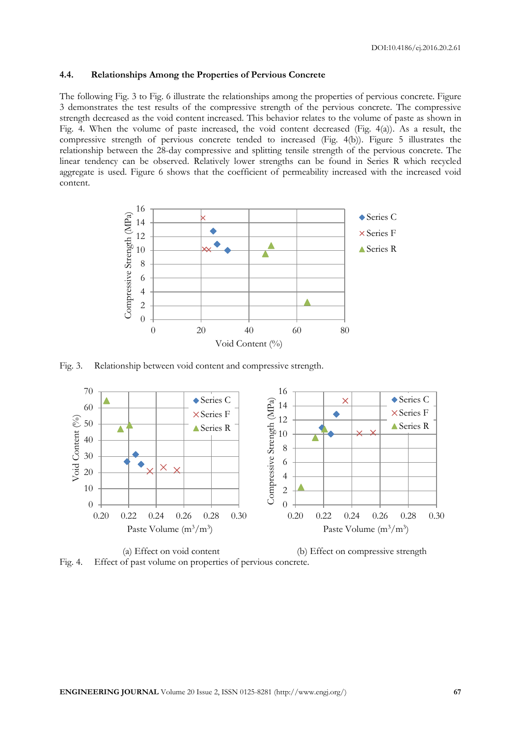### 4.4. Relationships Among the Properties of Pervious Concrete

The following Fig. 3 to Fig. 6 illustrate the relationships among the properties of pervious concrete. Figure 3 demonstrates the test results of the compressive strength of the pervious concrete. The compressive strength decreased as the void content increased. This behavior relates to the volume of paste as shown in Fig. 4. When the volume of paste increased, the void content decreased (Fig. 4(a)). As a result, the compressive strength of pervious concrete tended to increased (Fig. 4(b)). Figure 5 illustrates the relationship between the 28-day compressive and splitting tensile strength of the pervious concrete. The linear tendency can be observed. Relatively lower strengths can be found in Series R which recycled aggregate is used. Figure 6 shows that the coefficient of permeability increased with the increased void content.

Fig. 3. Relationship between void content and compressive strength.

(a) Effect on void content

(b) Effect on compressive strength

Fig. 4. Effect of past volume on properties of pervious concrete.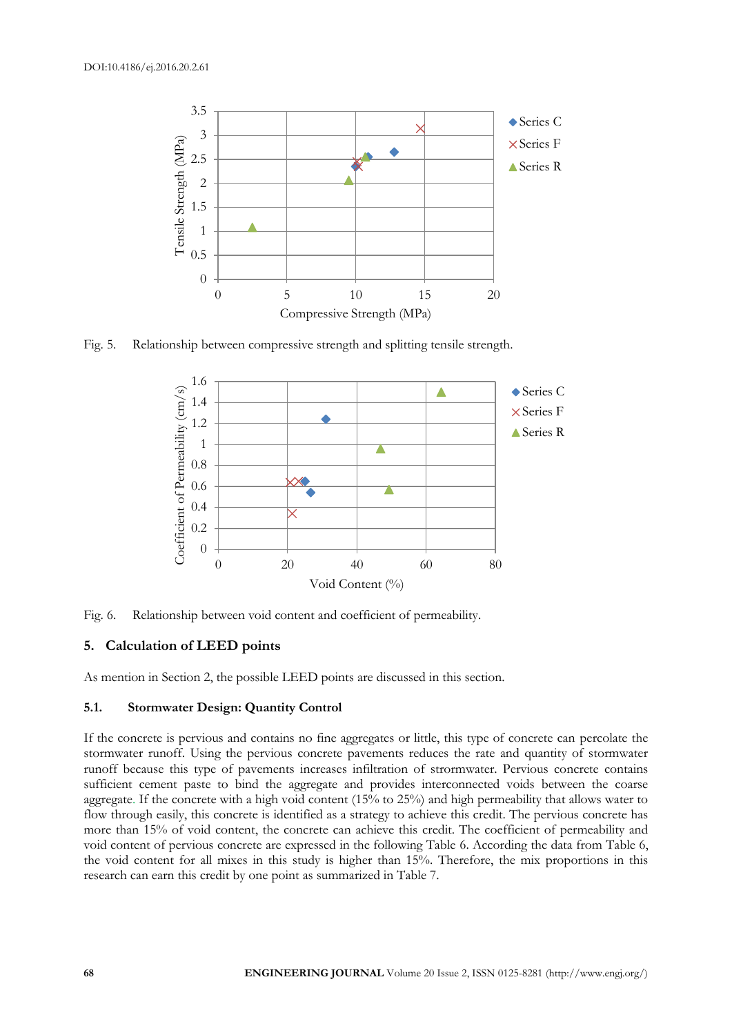Fig. 5. Relationship between compressive strength and splitting tensile strength.

Fig. 6. Relationship between void content and coefficient of permeability.

## 5. Calculation of LEED points

As mention in Section 2, the possible LEED points are discussed in this section.

### 5.1. Stormwater Design: Quantity Control

If the concrete is pervious and contains no fine aggregates or little, this type of concrete can percolate the stormwater runoff. Using the pervious concrete pavements reduces the rate and quantity of stormwater runoff because this type of pavements increases infiltration of strormwater. Pervious concrete contains sufficient cement paste to bind the aggregate and provides interconnected voids between the coarse aggregate. If the concrete with a high void content (15% to 25%) and high permeability that allows water to flow through easily, this concrete is identified as a strategy to achieve this credit. The pervious concrete has more than 15% of void content, the concrete can achieve this credit. The coefficient of permeability and void content of pervious concrete are expressed in the following Table 6. According the data from Table 6, the void content for all mixes in this study is higher than 15%. Therefore, the mix proportions in this research can earn this credit by one point as summarized in Table 7.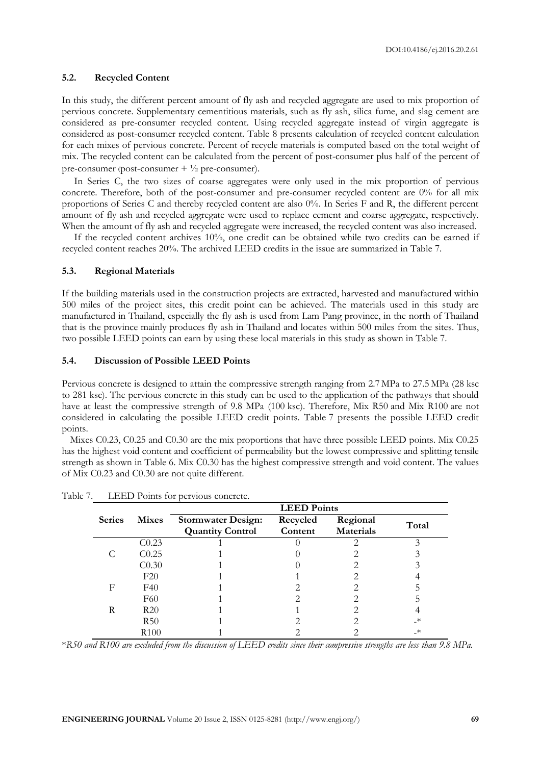### 5.2. Recycled Content

In this study, the different percent amount of fly ash and recycled aggregate are used to mix proportion of pervious concrete. Supplementary cementitious materials, such as fly ash, silica fume, and slag cement are considered as pre-consumer recycled content. Using recycled aggregate instead of virgin aggregate is considered as post-consumer recycled content. Table 8 presents calculation of recycled content calculation for each mixes of pervious concrete. Percent of recycle materials is computed based on the total weight of mix. The recycled content can be calculated from the percent of post-consumer plus half of the percent of pre-consumer (post-consumer + ½ pre-consumer).

In Series C, the two sizes of coarse aggregates were only used in the mix proportion of pervious concrete. Therefore, both of the post-consumer and pre-consumer recycled content are 0% for all mix proportions of Series C and thereby recycled content are also 0%. In Series F and R, the different percent amount of fly ash and recycled aggregate were used to replace cement and coarse aggregate, respectively. When the amount of fly ash and recycled aggregate were increased, the recycled content was also increased.

If the recycled content archives 10%, one credit can be obtained while two credits can be earned if recycled content reaches 20%. The archived LEED credits in the issue are summarized in Table 7.

### 5.3. Regional Materials

If the building materials used in the construction projects are extracted, harvested and manufactured within 500 miles of the project sites, this credit point can be achieved. The materials used in this study are manufactured in Thailand, especially the fly ash is used from Lam Pang province, in the north of Thailand that is the province mainly produces fly ash in Thailand and locates within 500 miles from the sites. Thus, two possible LEED points can earn by using these local materials in this study as shown in Table 7.

### 5.4. Discussion of Possible LEED Points

Pervious concrete is designed to attain the compressive strength ranging from 2.7 MPa to 27.5 MPa (28 ksc to 281 ksc). The pervious concrete in this study can be used to the application of the pathways that should have at least the compressive strength of 9.8 MPa (100 ksc). Therefore, Mix R50 and Mix R100 are not considered in calculating the possible LEED credit points. Table 7 presents the possible LEED credit points.

Mixes C0.23, C0.25 and C0.30 are the mix proportions that have three possible LEED points. Mix C0.25 has the highest void content and coefficient of permeability but the lowest compressive and splitting tensile strength as shown in Table 6. Mix C0.30 has the highest compressive strength and void content. The values of Mix C0.23 and C0.30 are not quite different.

Table 7. LEED Points for pervious concrete.

| Series | Mixes | LEED Points | | | |
|---|---|---|---|---|---|
| | | Stormwater Design: Quantity Control | Recycled Content | Regional Materials | Total |
| C | C0.23 | 1 | 0 | 2 | 3 |
| | C0.25 | 1 | 0 | 2 | 3 |
| | C0.30 | 1 | 0 | 2 | 3 |
| F | F20 | 1 | 1 | 2 | 4 |
| | F40 | 1 | 2 | 2 | 5 |
| | F60 | 1 | 2 | 2 | 5 |
| R | R20 | 1 | 1 | 2 | 4 |
| | R50 | 1 | 2 | 2 | -* |
| | R100 | 1 | 2 | 2 | -* |

**R50 and R100 are excluded from the discussion of LEED credits since their compressive strengths are less than 9.8 MPa.*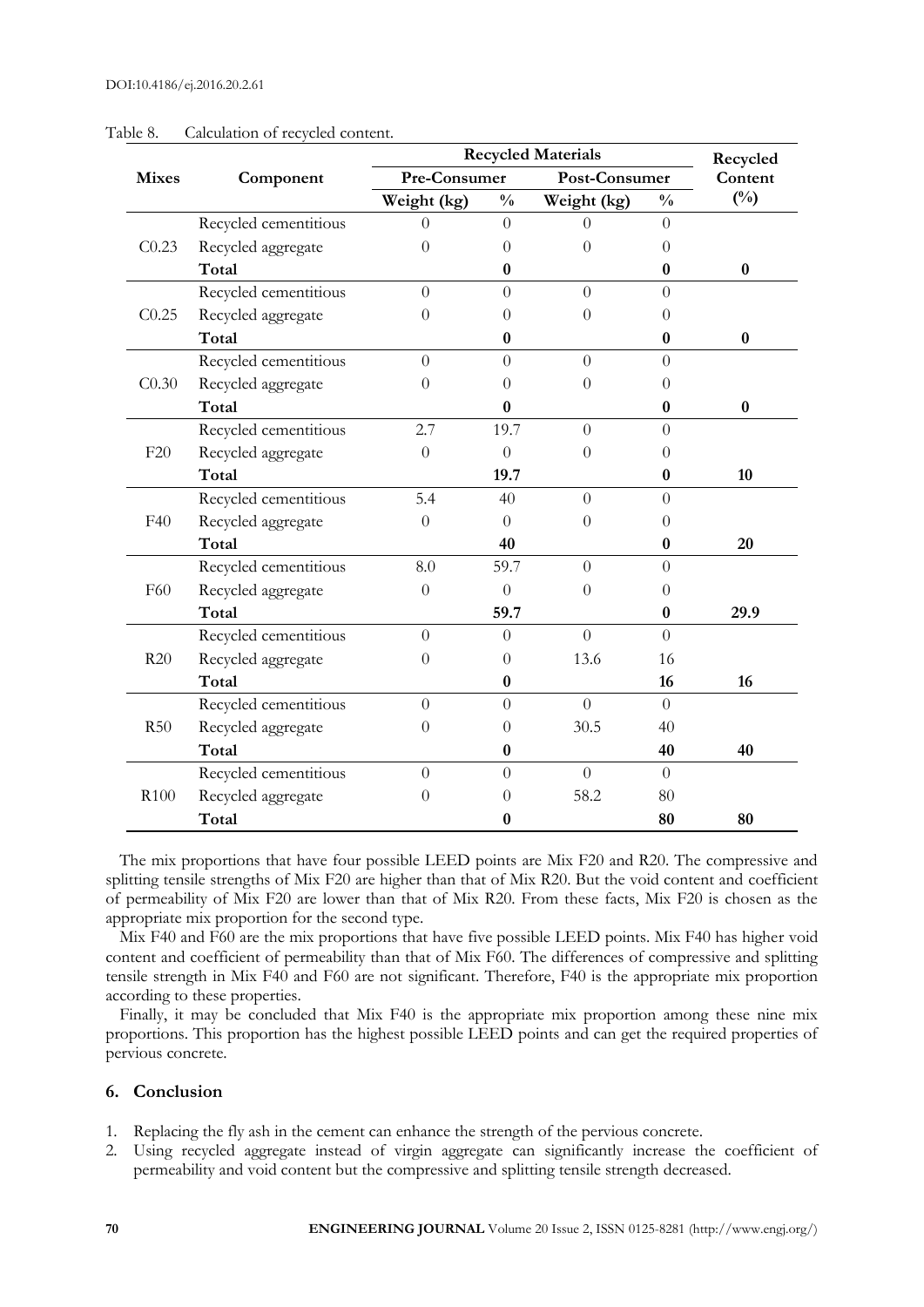Table 8. Calculation of recycled content.

| Mixes | Component | Recycled Materials | | | | Recycled Content (%) |
|---|---|---|---|---|---|---|
| | | Pre-Consumer | | Post-Consumer | | |
| | | Weight (kg) | % | Weight (kg) | % | |
| C0.23 | Recycled cementitious | 0 | 0 | 0 | 0 | |
| | Recycled aggregate | 0 | 0 | 0 | 0 | |
| | **Total** | | **0** | | **0** | **0** |
| C0.25 | Recycled cementitious | 0 | 0 | 0 | 0 | |
| | Recycled aggregate | 0 | 0 | 0 | 0 | |
| | **Total** | | **0** | | **0** | **0** |
| C0.30 | Recycled cementitious | 0 | 0 | 0 | 0 | |
| | Recycled aggregate | 0 | 0 | 0 | 0 | |
| | **Total** | | **0** | | **0** | **0** |
| F20 | Recycled cementitious | 2.7 | 19.7 | 0 | 0 | |
| | Recycled aggregate | 0 | 0 | 0 | 0 | |
| | **Total** | | **19.7** | | **0** | **10** |
| F40 | Recycled cementitious | 5.4 | 40 | 0 | 0 | |
| | Recycled aggregate | 0 | 0 | 0 | 0 | |
| | **Total** | | **40** | | **0** | **20** |
| F60 | Recycled cementitious | 8.0 | 59.7 | 0 | 0 | |
| | Recycled aggregate | 0 | 0 | 0 | 0 | |
| | **Total** | | **59.7** | | **0** | **29.9** |
| R20 | Recycled cementitious | 0 | 0 | 0 | 0 | |
| | Recycled aggregate | 0 | 0 | 13.6 | 16 | |
| | **Total** | | **0** | | **16** | **16** |
| R50 | Recycled cementitious | 0 | 0 | 0 | 0 | |
| | Recycled aggregate | 0 | 0 | 30.5 | 40 | |
| | **Total** | | **0** | | **40** | **40** |
| R100 | Recycled cementitious | 0 | 0 | 0 | 0 | |
| | Recycled aggregate | 0 | 0 | 58.2 | 80 | |
| | **Total** | | **0** | | **80** | **80** |

The mix proportions that have four possible LEED points are Mix F20 and R20. The compressive and splitting tensile strengths of Mix F20 are higher than that of Mix R20. But the void content and coefficient of permeability of Mix F20 are lower than that of Mix R20. From these facts, Mix F20 is chosen as the appropriate mix proportion for the second type.

Mix F40 and F60 are the mix proportions that have five possible LEED points. Mix F40 has higher void content and coefficient of permeability than that of Mix F60. The differences of compressive and splitting tensile strength in Mix F40 and F60 are not significant. Therefore, F40 is the appropriate mix proportion according to these properties.

Finally, it may be concluded that Mix F40 is the appropriate mix proportion among these nine mix proportions. This proportion has the highest possible LEED points and can get the required properties of pervious concrete.

## 6. Conclusion

1. Replacing the fly ash in the cement can enhance the strength of the pervious concrete.
2. Using recycled aggregate instead of virgin aggregate can significantly increase the coefficient of permeability and void content but the compressive and splitting tensile strength decreased.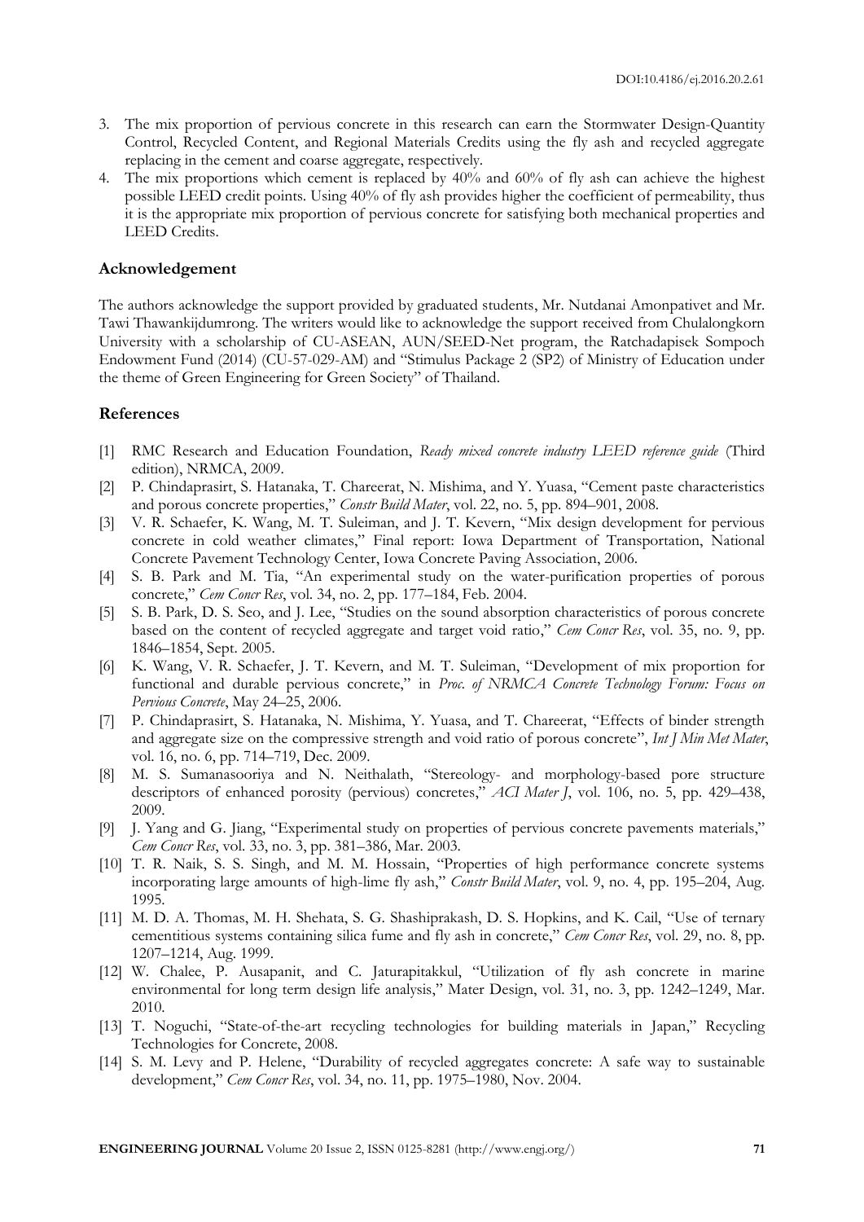3. The mix proportion of pervious concrete in this research can earn the Stormwater Design-Quantity Control, Recycled Content, and Regional Materials Credits using the fly ash and recycled aggregate replacing in the cement and coarse aggregate, respectively.
4. The mix proportions which cement is replaced by 40% and 60% of fly ash can achieve the highest possible LEED credit points. Using 40% of fly ash provides higher the coefficient of permeability, thus it is the appropriate mix proportion of pervious concrete for satisfying both mechanical properties and LEED Credits.

## Acknowledgement

The authors acknowledge the support provided by graduated students, Mr. Nutdanai Amonpativet and Mr. Tawi Thawankijdumrong. The writers would like to acknowledge the support received from Chulalongkorn University with a scholarship of CU-ASEAN, AUN/SEED-Net program, the Ratchadapisek Sompoch Endowment Fund (2014) (CU-57-029-AM) and "Stimulus Package 2 (SP2) of Ministry of Education under the theme of Green Engineering for Green Society" of Thailand.

## References

[1] RMC Research and Education Foundation, *Ready mixed concrete industry LEED reference guide* (Third edition), NRMCA, 2009.

[2] P. Chindaprasirt, S. Hatanaka, T. Chareerat, N. Mishima, and Y. Yuasa, "Cement paste characteristics and porous concrete properties," *Constr Build Mater*, vol. 22, no. 5, pp. 894–901, 2008.

[3] V. R. Schaefer, K. Wang, M. T. Suleiman, and J. T. Kevern, "Mix design development for pervious concrete in cold weather climates," Final report: Iowa Department of Transportation, National Concrete Pavement Technology Center, Iowa Concrete Paving Association, 2006.

[4] S. B. Park and M. Tia, "An experimental study on the water-purification properties of porous concrete," *Cem Concr Res*, vol. 34, no. 2, pp. 177–184, Feb. 2004.

[5] S. B. Park, D. S. Seo, and J. Lee, "Studies on the sound absorption characteristics of porous concrete based on the content of recycled aggregate and target void ratio," *Cem Concr Res*, vol. 35, no. 9, pp. 1846–1854, Sept. 2005.

[6] K. Wang, V. R. Schaefer, J. T. Kevern, and M. T. Suleiman, "Development of mix proportion for functional and durable pervious concrete," in *Proc. of NRMCA Concrete Technology Forum: Focus on Pervious Concrete*, May 24–25, 2006.

[7] P. Chindaprasirt, S. Hatanaka, N. Mishima, Y. Yuasa, and T. Chareerat, "Effects of binder strength and aggregate size on the compressive strength and void ratio of porous concrete", *Int J Min Met Mater*, vol. 16, no. 6, pp. 714–719, Dec. 2009.

[8] M. S. Sumanasooriya and N. Neithalath, "Stereology- and morphology-based pore structure descriptors of enhanced porosity (pervious) concretes," *ACI Mater J*, vol. 106, no. 5, pp. 429–438, 2009.

[9] J. Yang and G. Jiang, "Experimental study on properties of pervious concrete pavements materials," *Cem Concr Res*, vol. 33, no. 3, pp. 381–386, Mar. 2003.

[10] T. R. Naik, S. S. Singh, and M. M. Hossain, "Properties of high performance concrete systems incorporating large amounts of high-lime fly ash," *Constr Build Mater*, vol. 9, no. 4, pp. 195–204, Aug. 1995.

[11] M. D. A. Thomas, M. H. Shehata, S. G. Shashiprakash, D. S. Hopkins, and K. Cail, "Use of ternary cementitious systems containing silica fume and fly ash in concrete," *Cem Concr Res*, vol. 29, no. 8, pp. 1207–1214, Aug. 1999.

[12] W. Chalee, P. Ausapanit, and C. Jaturapitakkul, "Utilization of fly ash concrete in marine environmental for long term design life analysis," Mater Design, vol. 31, no. 3, pp. 1242–1249, Mar. 2010.

[13] T. Noguchi, "State-of-the-art recycling technologies for building materials in Japan," Recycling Technologies for Concrete, 2008.

[14] S. M. Levy and P. Helene, "Durability of recycled aggregates concrete: A safe way to sustainable development," *Cem Concr Res*, vol. 34, no. 11, pp. 1975–1980, Nov. 2004.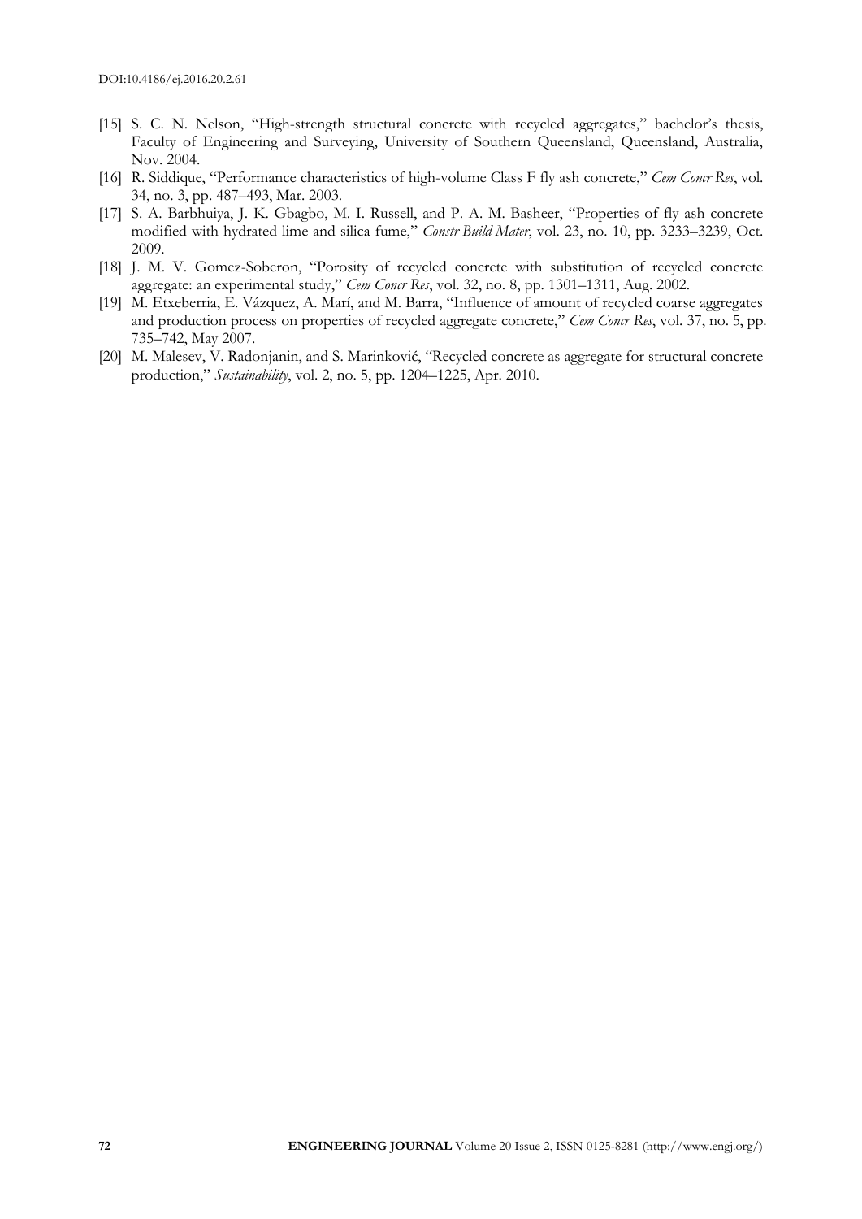[15] S. C. N. Nelson, "High-strength structural concrete with recycled aggregates," bachelor's thesis, Faculty of Engineering and Surveying, University of Southern Queensland, Queensland, Australia, Nov. 2004.

[16] R. Siddique, "Performance characteristics of high-volume Class F fly ash concrete," *Cem Concr Res*, vol. 34, no. 3, pp. 487–493, Mar. 2003.

[17] S. A. Barbhuiya, J. K. Gbagbo, M. I. Russell, and P. A. M. Basheer, "Properties of fly ash concrete modified with hydrated lime and silica fume," *Constr Build Mater*, vol. 23, no. 10, pp. 3233–3239, Oct. 2009.

[18] J. M. V. Gomez-Soberon, "Porosity of recycled concrete with substitution of recycled concrete aggregate: an experimental study," *Cem Concr Res*, vol. 32, no. 8, pp. 1301–1311, Aug. 2002.

[19] M. Etxeberria, E. Vázquez, A. Marí, and M. Barra, "Influence of amount of recycled coarse aggregates and production process on properties of recycled aggregate concrete," *Cem Concr Res*, vol. 37, no. 5, pp. 735–742, May 2007.

[20] M. Malesev, V. Radonjanin, and S. Marinković, "Recycled concrete as aggregate for structural concrete production," *Sustainability*, vol. 2, no. 5, pp. 1204–1225, Apr. 2010.